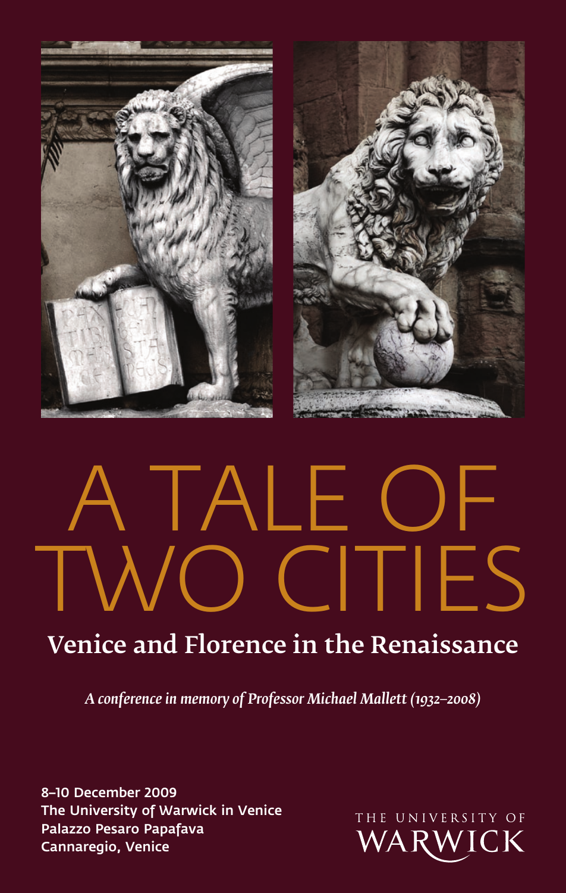# A TALE OF TWO CITIES

## Venice and Florence in the Renaissance

*A conference in memory of Professor Michael Mallett (1932–2008)*

**8–10 December 2009**
**The University of Warwick in Venice**
**Palazzo Pesaro Papafava**
**Cannaregio, Venice**

THE UNIVERSITY OF WARWICK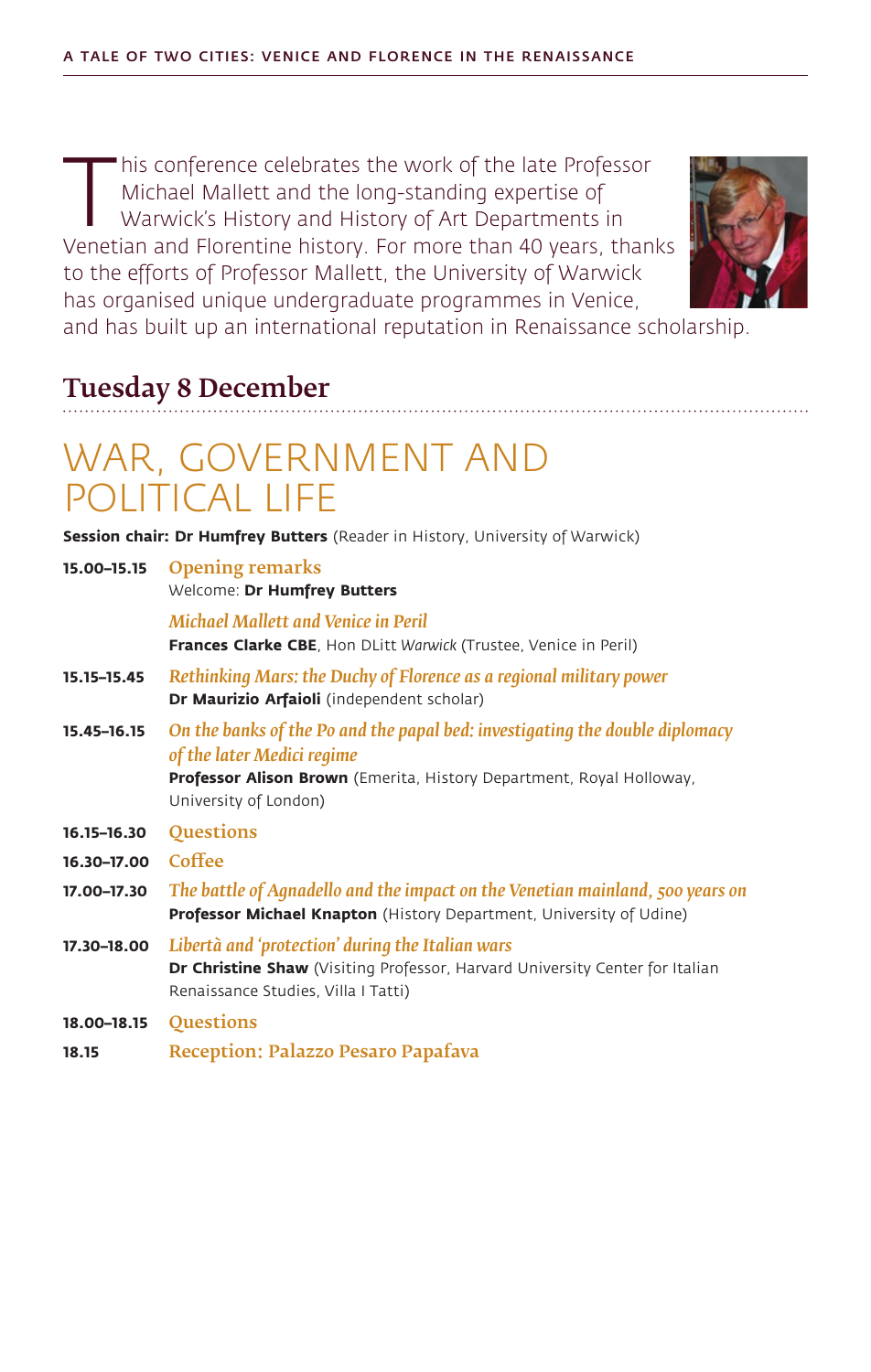This conference celebrates the work of the late Professor Michael Mallett and the long-standing expertise of Warwick's History and History of Art Departments in Venetian and Florentine history. For more than 40 years, thanks to the efforts of Professor Mallett, the University of Warwick has organised unique undergraduate programmes in Venice, and has built up an international reputation in Renaissance scholarship.

## Tuesday 8 December

# WAR, GOVERNMENT AND POLITICAL LIFE

**Session chair: Dr Humfrey Butters** (Reader in History, University of Warwick)

**15.00–15.15** **Opening remarks**
Welcome: **Dr Humfrey Butters**

*Michael Mallett and Venice in Peril*
**Frances Clarke CBE**, Hon DLitt *Warwick* (Trustee, Venice in Peril)

**15.15–15.45** *Rethinking Mars: the Duchy of Florence as a regional military power*
**Dr Maurizio Arfaioli** (independent scholar)

**15.45–16.15** *On the banks of the Po and the papal bed: investigating the double diplomacy of the later Medici regime*
**Professor Alison Brown** (Emerita, History Department, Royal Holloway, University of London)

**16.15–16.30** **Questions**

**16.30–17.00** **Coffee**

**17.00–17.30** *The battle of Agnadello and the impact on the Venetian mainland, 500 years on*
**Professor Michael Knapton** (History Department, University of Udine)

**17.30–18.00** *Libertà and 'protection' during the Italian wars*
**Dr Christine Shaw** (Visiting Professor, Harvard University Center for Italian Renaissance Studies, Villa I Tatti)

**18.00–18.15** **Questions**

**18.15** **Reception: Palazzo Pesaro Papafava**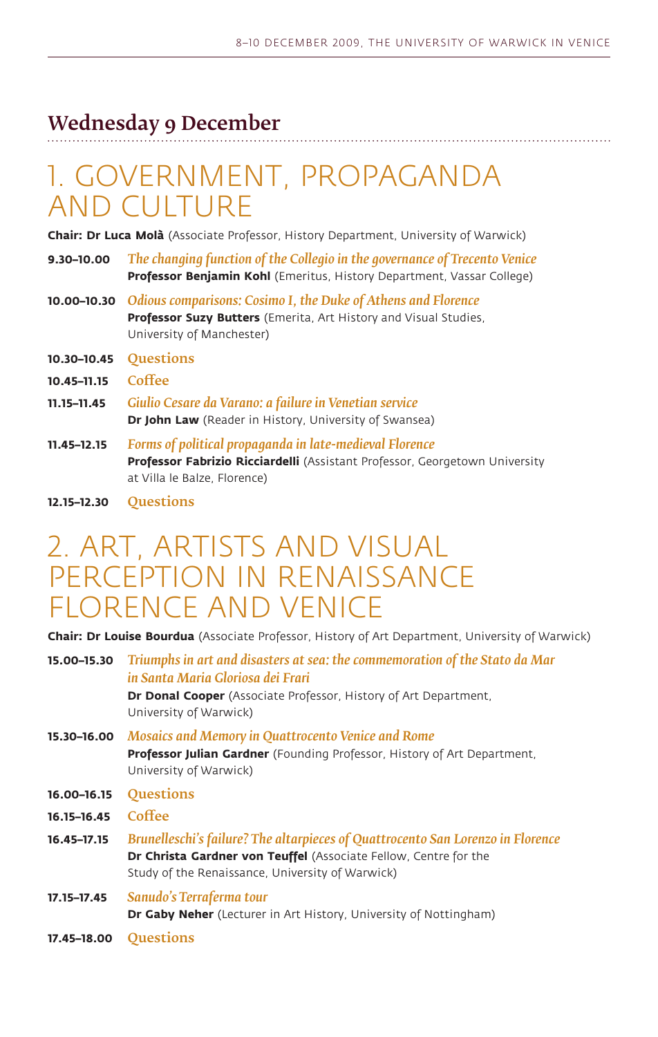## Wednesday 9 December

# 1. GOVERNMENT, PROPAGANDA AND CULTURE

**Chair: Dr Luca Molà** (Associate Professor, History Department, University of Warwick)

**9.30–10.00** *The changing function of the Collegio in the governance of Trecento Venice*
**Professor Benjamin Kohl** (Emeritus, History Department, Vassar College)

**10.00–10.30** *Odious comparisons: Cosimo I, the Duke of Athens and Florence*
**Professor Suzy Butters** (Emerita, Art History and Visual Studies, University of Manchester)

**10.30–10.45** Questions

**10.45–11.15** Coffee

**11.15–11.45** *Giulio Cesare da Varano: a failure in Venetian service*
**Dr John Law** (Reader in History, University of Swansea)

**11.45–12.15** *Forms of political propaganda in late-medieval Florence*
**Professor Fabrizio Ricciardelli** (Assistant Professor, Georgetown University at Villa le Balze, Florence)

**12.15–12.30** Questions

# 2. ART, ARTISTS AND VISUAL PERCEPTION IN RENAISSANCE FLORENCE AND VENICE

**Chair: Dr Louise Bourdua** (Associate Professor, History of Art Department, University of Warwick)

**15.00–15.30** *Triumphs in art and disasters at sea: the commemoration of the Stato da Mar in Santa Maria Gloriosa dei Frari*
**Dr Donal Cooper** (Associate Professor, History of Art Department, University of Warwick)

**15.30–16.00** *Mosaics and Memory in Quattrocento Venice and Rome*
**Professor Julian Gardner** (Founding Professor, History of Art Department, University of Warwick)

**16.00–16.15** Questions

**16.15–16.45** Coffee

**16.45–17.15** *Brunelleschi's failure? The altarpieces of Quattrocento San Lorenzo in Florence*
**Dr Christa Gardner von Teuffel** (Associate Fellow, Centre for the Study of the Renaissance, University of Warwick)

**17.15–17.45** *Sanudo's Terraferma tour*
**Dr Gaby Neher** (Lecturer in Art History, University of Nottingham)

**17.45–18.00** Questions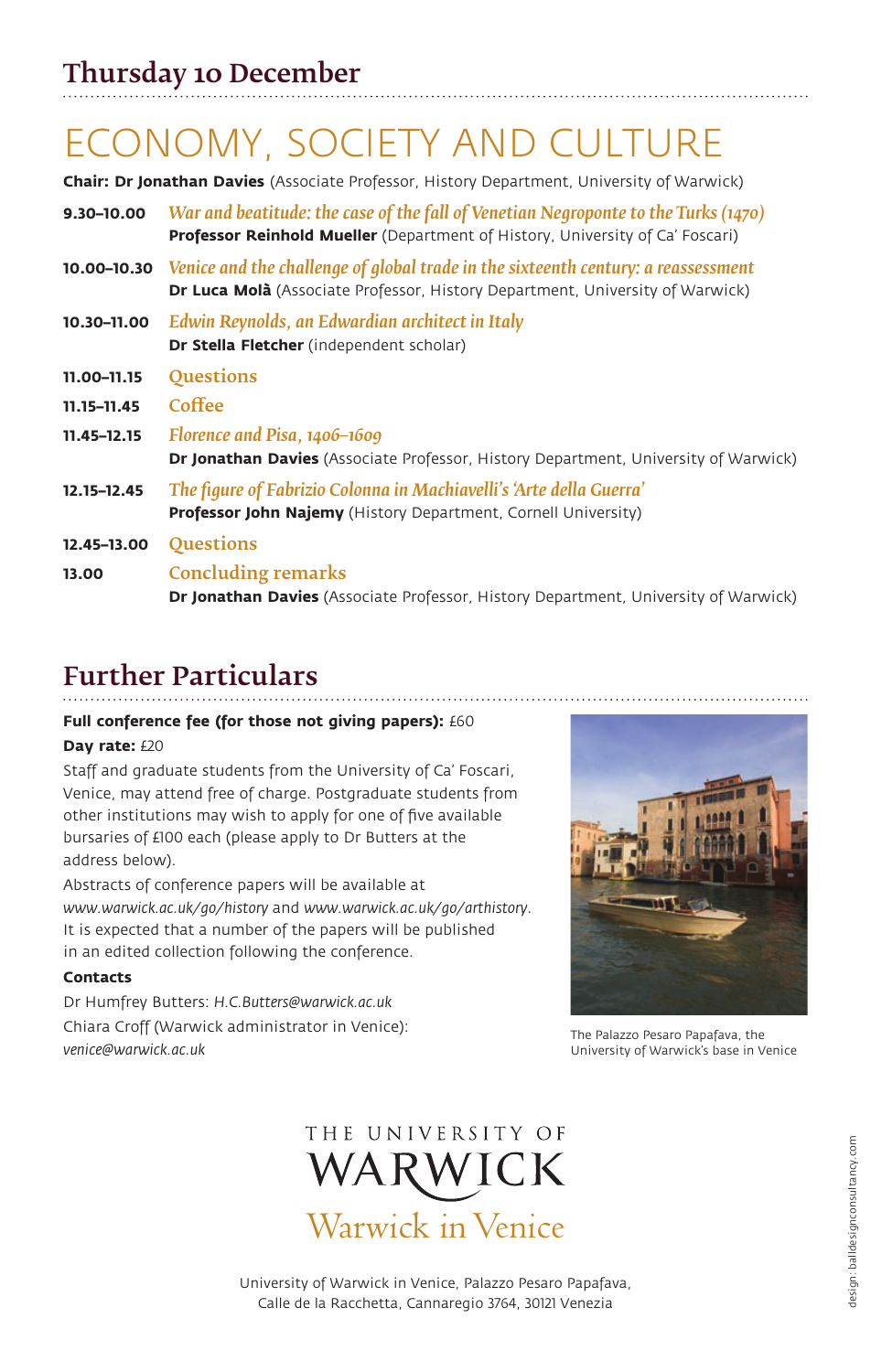## Thursday 10 December

# ECONOMY, SOCIETY AND CULTURE

**Chair: Dr Jonathan Davies** (Associate Professor, History Department, University of Warwick)

**9.30–10.00** *War and beatitude: the case of the fall of Venetian Negroponte to the Turks (1470)*
**Professor Reinhold Mueller** (Department of History, University of Ca' Foscari)

**10.00–10.30** *Venice and the challenge of global trade in the sixteenth century: a reassessment*
**Dr Luca Molà** (Associate Professor, History Department, University of Warwick)

**10.30–11.00** *Edwin Reynolds, an Edwardian architect in Italy*
**Dr Stella Fletcher** (independent scholar)

**11.00–11.15** Questions

**11.15–11.45** Coffee

**11.45–12.15** *Florence and Pisa, 1406–1609*
**Dr Jonathan Davies** (Associate Professor, History Department, University of Warwick)

**12.15–12.45** *The figure of Fabrizio Colonna in Machiavelli's 'Arte della Guerra'*
**Professor John Najemy** (History Department, Cornell University)

**12.45–13.00** Questions

**13.00** Concluding remarks
**Dr Jonathan Davies** (Associate Professor, History Department, University of Warwick)

## Further Particulars

**Full conference fee (for those not giving papers):** £60
**Day rate:** £20

Staff and graduate students from the University of Ca' Foscari, Venice, may attend free of charge. Postgraduate students from other institutions may wish to apply for one of five available bursaries of £100 each (please apply to Dr Butters at the address below).

Abstracts of conference papers will be available at *www.warwick.ac.uk/go/history* and *www.warwick.ac.uk/go/arthistory*. It is expected that a number of the papers will be published in an edited collection following the conference.

**Contacts**

Dr Humfrey Butters: *H.C.Butters@warwick.ac.uk*
Chiara Croff (Warwick administrator in Venice): *venice@warwick.ac.uk*

The Palazzo Pesaro Papafava, the University of Warwick's base in Venice

THE UNIVERSITY OF WARWICK
Warwick in Venice

University of Warwick in Venice, Palazzo Pesaro Papafava, Calle de la Racchetta, Cannaregio 3764, 30121 Venezia

design: balldesignconsultancy.com